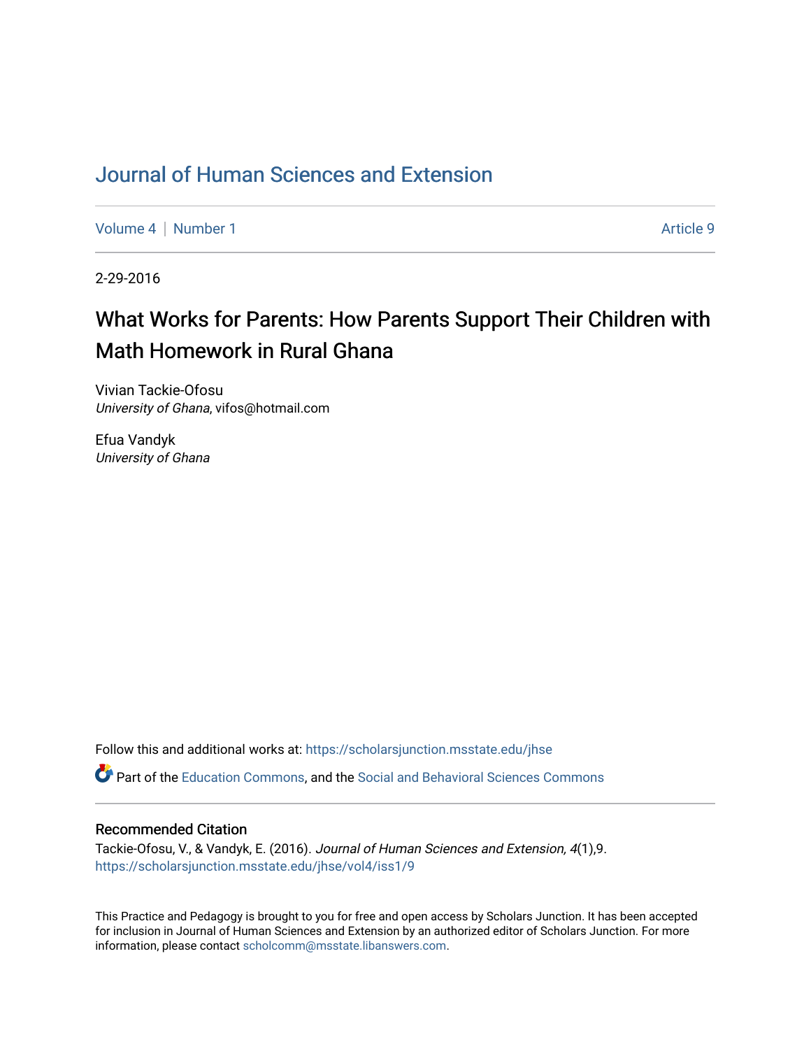# Journal of Human Sciences and Extension

Volume 4 | Number 1 Article 9

2-29-2016

## What Works for Parents: How Parents Support Their Children with Math Homework in Rural Ghana

Vivian Tackie-Ofosu
*University of Ghana*, vifos@hotmail.com

Efua Vandyk
*University of Ghana*

Follow this and additional works at: https://scholarsjunction.msstate.edu/jhse

Part of the Education Commons, and the Social and Behavioral Sciences Commons

### Recommended Citation

Tackie-Ofosu, V., & Vandyk, E. (2016). *Journal of Human Sciences and Extension, 4*(1),9.
https://scholarsjunction.msstate.edu/jhse/vol4/iss1/9

This Practice and Pedagogy is brought to you for free and open access by Scholars Junction. It has been accepted for inclusion in Journal of Human Sciences and Extension by an authorized editor of Scholars Junction. For more information, please contact scholcomm@msstate.libanswers.com.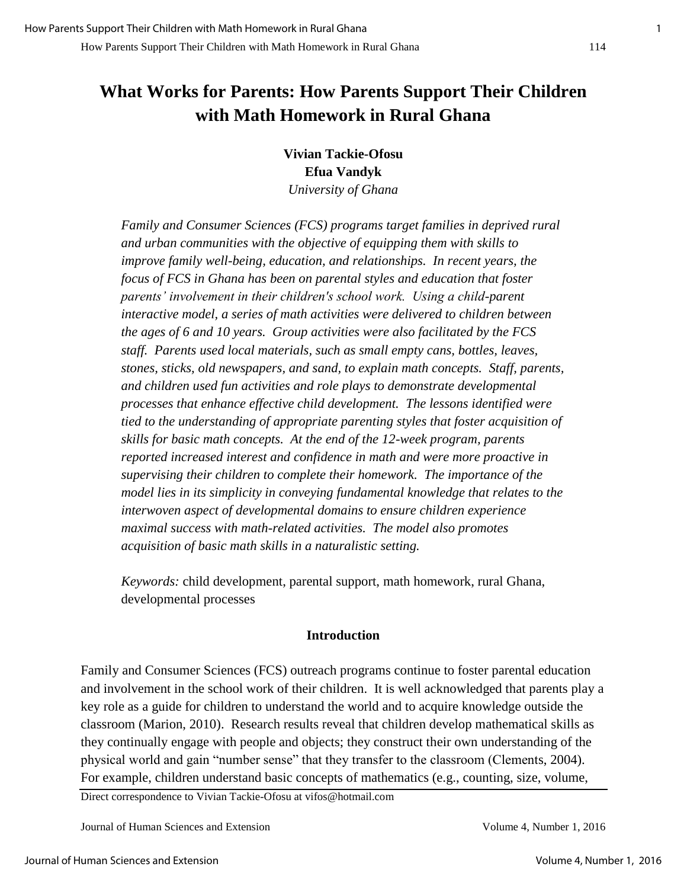# What Works for Parents: How Parents Support Their Children with Math Homework in Rural Ghana

**Vivian Tackie-Ofosu**
**Efua Vandyk**
*University of Ghana*

*Family and Consumer Sciences (FCS) programs target families in deprived rural and urban communities with the objective of equipping them with skills to improve family well-being, education, and relationships. In recent years, the focus of FCS in Ghana has been on parental styles and education that foster parents' involvement in their children's school work. Using a child-parent interactive model, a series of math activities were delivered to children between the ages of 6 and 10 years. Group activities were also facilitated by the FCS staff. Parents used local materials, such as small empty cans, bottles, leaves, stones, sticks, old newspapers, and sand, to explain math concepts. Staff, parents, and children used fun activities and role plays to demonstrate developmental processes that enhance effective child development. The lessons identified were tied to the understanding of appropriate parenting styles that foster acquisition of skills for basic math concepts. At the end of the 12-week program, parents reported increased interest and confidence in math and were more proactive in supervising their children to complete their homework. The importance of the model lies in its simplicity in conveying fundamental knowledge that relates to the interwoven aspect of developmental domains to ensure children experience maximal success with math-related activities. The model also promotes acquisition of basic math skills in a naturalistic setting.*

*Keywords:* child development, parental support, math homework, rural Ghana, developmental processes

## Introduction

Family and Consumer Sciences (FCS) outreach programs continue to foster parental education and involvement in the school work of their children. It is well acknowledged that parents play a key role as a guide for children to understand the world and to acquire knowledge outside the classroom (Marion, 2010). Research results reveal that children develop mathematical skills as they continually engage with people and objects; they construct their own understanding of the physical world and gain "number sense" that they transfer to the classroom (Clements, 2004). For example, children understand basic concepts of mathematics (e.g., counting, size, volume,

Direct correspondence to Vivian Tackie-Ofosu at vifos@hotmail.com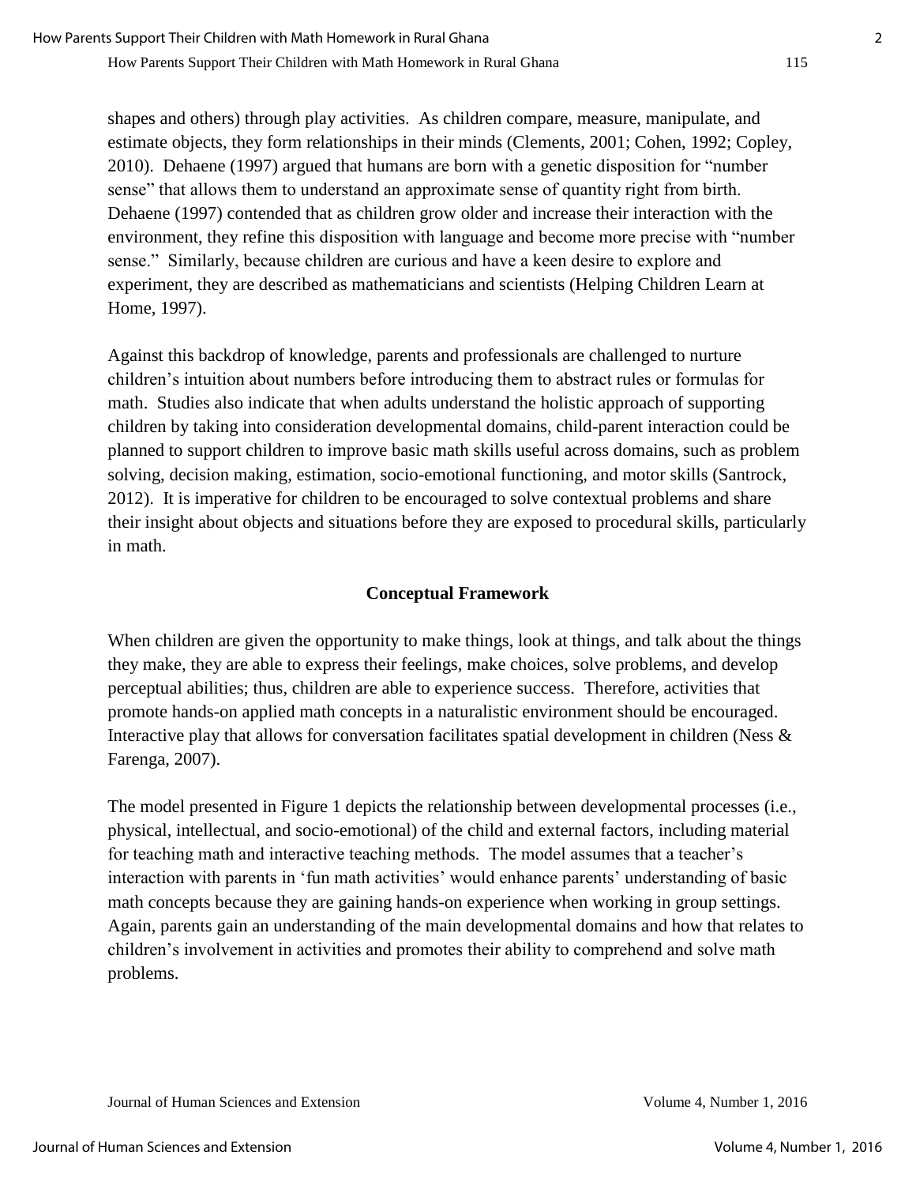shapes and others) through play activities. As children compare, measure, manipulate, and estimate objects, they form relationships in their minds (Clements, 2001; Cohen, 1992; Copley, 2010). Dehaene (1997) argued that humans are born with a genetic disposition for "number sense" that allows them to understand an approximate sense of quantity right from birth. Dehaene (1997) contended that as children grow older and increase their interaction with the environment, they refine this disposition with language and become more precise with "number sense." Similarly, because children are curious and have a keen desire to explore and experiment, they are described as mathematicians and scientists (Helping Children Learn at Home, 1997).

Against this backdrop of knowledge, parents and professionals are challenged to nurture children's intuition about numbers before introducing them to abstract rules or formulas for math. Studies also indicate that when adults understand the holistic approach of supporting children by taking into consideration developmental domains, child-parent interaction could be planned to support children to improve basic math skills useful across domains, such as problem solving, decision making, estimation, socio-emotional functioning, and motor skills (Santrock, 2012). It is imperative for children to be encouraged to solve contextual problems and share their insight about objects and situations before they are exposed to procedural skills, particularly in math.

## Conceptual Framework

When children are given the opportunity to make things, look at things, and talk about the things they make, they are able to express their feelings, make choices, solve problems, and develop perceptual abilities; thus, children are able to experience success. Therefore, activities that promote hands-on applied math concepts in a naturalistic environment should be encouraged. Interactive play that allows for conversation facilitates spatial development in children (Ness & Farenga, 2007).

The model presented in Figure 1 depicts the relationship between developmental processes (i.e., physical, intellectual, and socio-emotional) of the child and external factors, including material for teaching math and interactive teaching methods. The model assumes that a teacher's interaction with parents in 'fun math activities' would enhance parents' understanding of basic math concepts because they are gaining hands-on experience when working in group settings. Again, parents gain an understanding of the main developmental domains and how that relates to children's involvement in activities and promotes their ability to comprehend and solve math problems.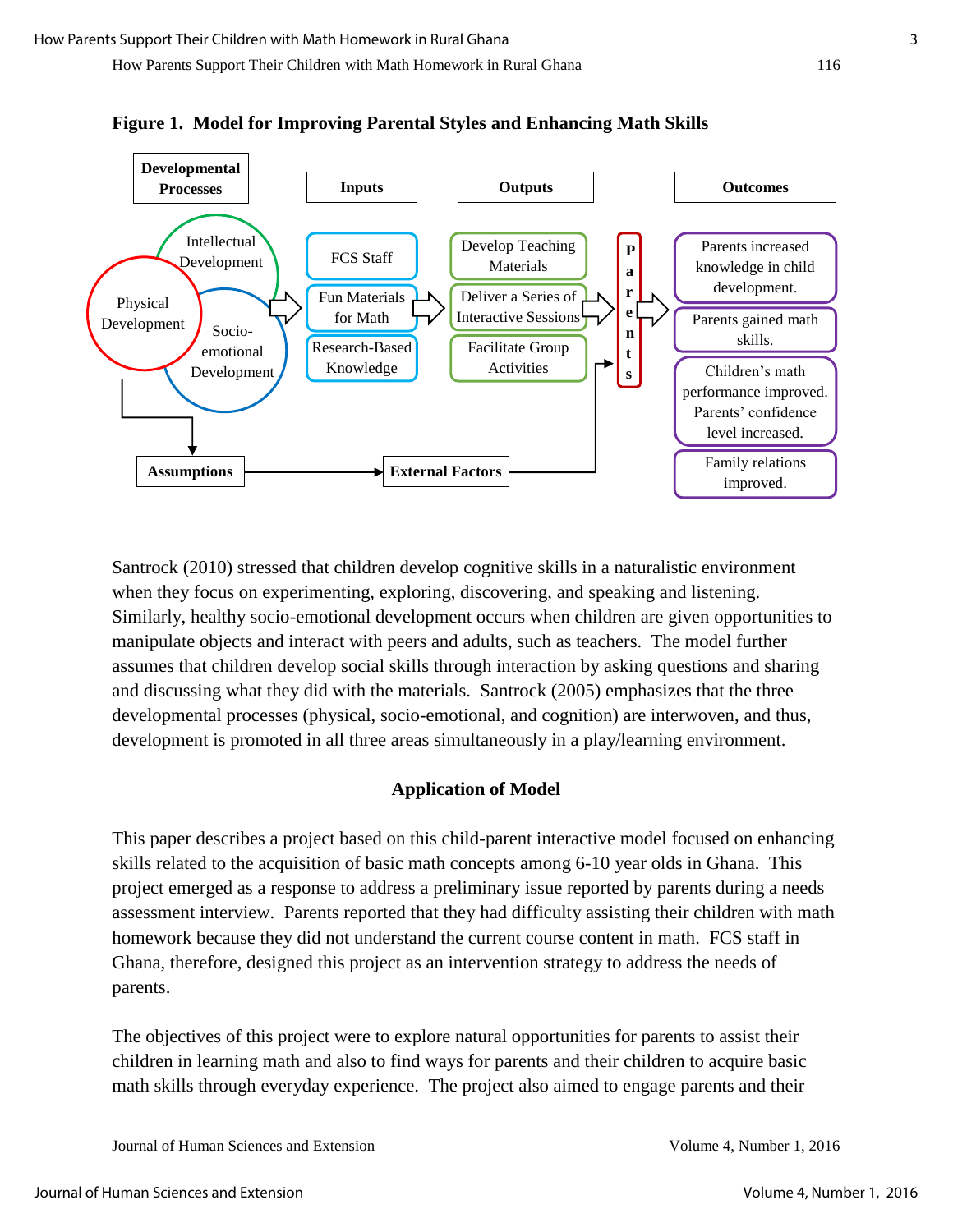**Figure 1. Model for Improving Parental Styles and Enhancing Math Skills**

Developmental Processes: Intellectual Development; Physical Development; Socio-emotional Development

Inputs: FCS Staff; Fun Materials for Math; Research-Based Knowledge

Outputs: Develop Teaching Materials; Deliver a Series of Interactive Sessions; Facilitate Group Activities

Parents

Outcomes: Parents increased knowledge in child development. Parents gained math skills. Children's math performance improved. Parents' confidence level increased. Family relations improved.

Assumptions → External Factors

Santrock (2010) stressed that children develop cognitive skills in a naturalistic environment when they focus on experimenting, exploring, discovering, and speaking and listening. Similarly, healthy socio-emotional development occurs when children are given opportunities to manipulate objects and interact with peers and adults, such as teachers. The model further assumes that children develop social skills through interaction by asking questions and sharing and discussing what they did with the materials. Santrock (2005) emphasizes that the three developmental processes (physical, socio-emotional, and cognition) are interwoven, and thus, development is promoted in all three areas simultaneously in a play/learning environment.

## Application of Model

This paper describes a project based on this child-parent interactive model focused on enhancing skills related to the acquisition of basic math concepts among 6-10 year olds in Ghana. This project emerged as a response to address a preliminary issue reported by parents during a needs assessment interview. Parents reported that they had difficulty assisting their children with math homework because they did not understand the current course content in math. FCS staff in Ghana, therefore, designed this project as an intervention strategy to address the needs of parents.

The objectives of this project were to explore natural opportunities for parents to assist their children in learning math and also to find ways for parents and their children to acquire basic math skills through everyday experience. The project also aimed to engage parents and their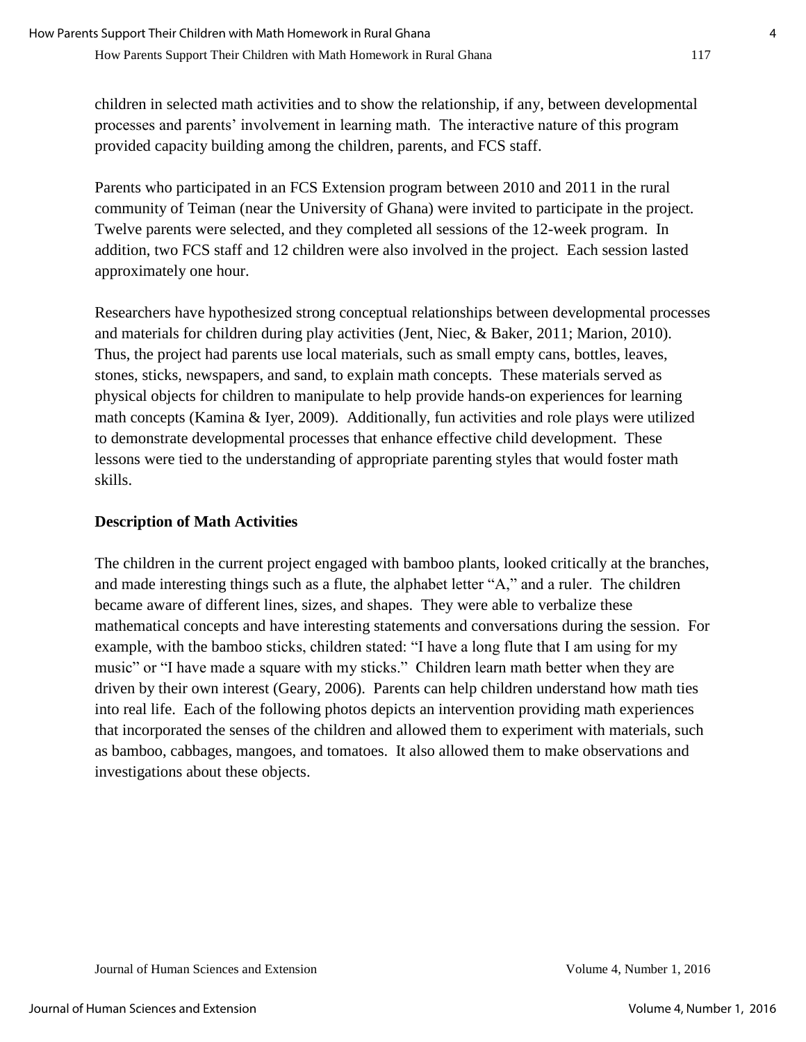children in selected math activities and to show the relationship, if any, between developmental processes and parents' involvement in learning math. The interactive nature of this program provided capacity building among the children, parents, and FCS staff.

Parents who participated in an FCS Extension program between 2010 and 2011 in the rural community of Teiman (near the University of Ghana) were invited to participate in the project. Twelve parents were selected, and they completed all sessions of the 12-week program. In addition, two FCS staff and 12 children were also involved in the project. Each session lasted approximately one hour.

Researchers have hypothesized strong conceptual relationships between developmental processes and materials for children during play activities (Jent, Niec, & Baker, 2011; Marion, 2010). Thus, the project had parents use local materials, such as small empty cans, bottles, leaves, stones, sticks, newspapers, and sand, to explain math concepts. These materials served as physical objects for children to manipulate to help provide hands-on experiences for learning math concepts (Kamina & Iyer, 2009). Additionally, fun activities and role plays were utilized to demonstrate developmental processes that enhance effective child development. These lessons were tied to the understanding of appropriate parenting styles that would foster math skills.

**Description of Math Activities**

The children in the current project engaged with bamboo plants, looked critically at the branches, and made interesting things such as a flute, the alphabet letter "A," and a ruler. The children became aware of different lines, sizes, and shapes. They were able to verbalize these mathematical concepts and have interesting statements and conversations during the session. For example, with the bamboo sticks, children stated: "I have a long flute that I am using for my music" or "I have made a square with my sticks." Children learn math better when they are driven by their own interest (Geary, 2006). Parents can help children understand how math ties into real life. Each of the following photos depicts an intervention providing math experiences that incorporated the senses of the children and allowed them to experiment with materials, such as bamboo, cabbages, mangoes, and tomatoes. It also allowed them to make observations and investigations about these objects.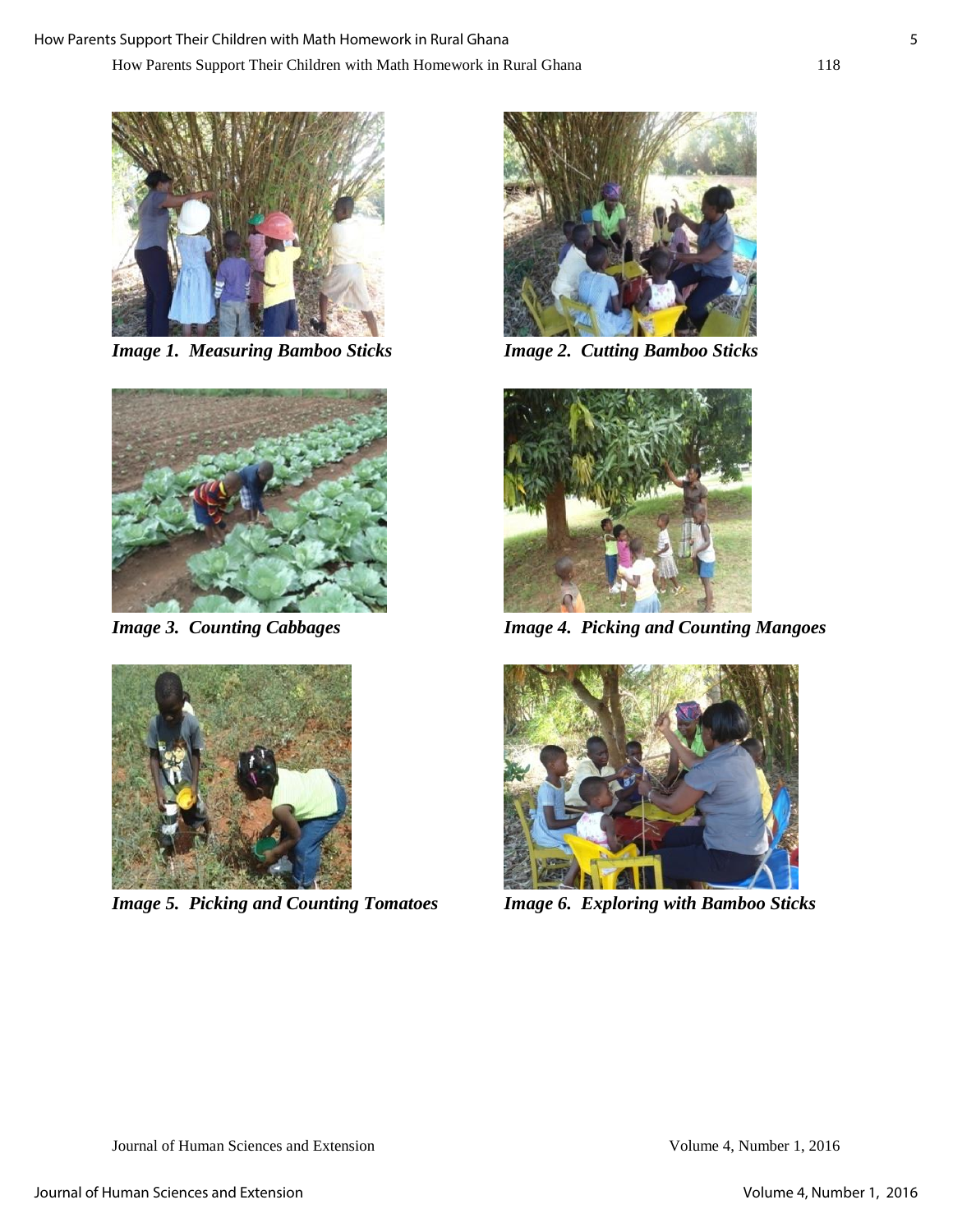*Image 1. Measuring Bamboo Sticks*

*Image 2. Cutting Bamboo Sticks*

*Image 3. Counting Cabbages*

*Image 4. Picking and Counting Mangoes*

*Image 5. Picking and Counting Tomatoes*

*Image 6. Exploring with Bamboo Sticks*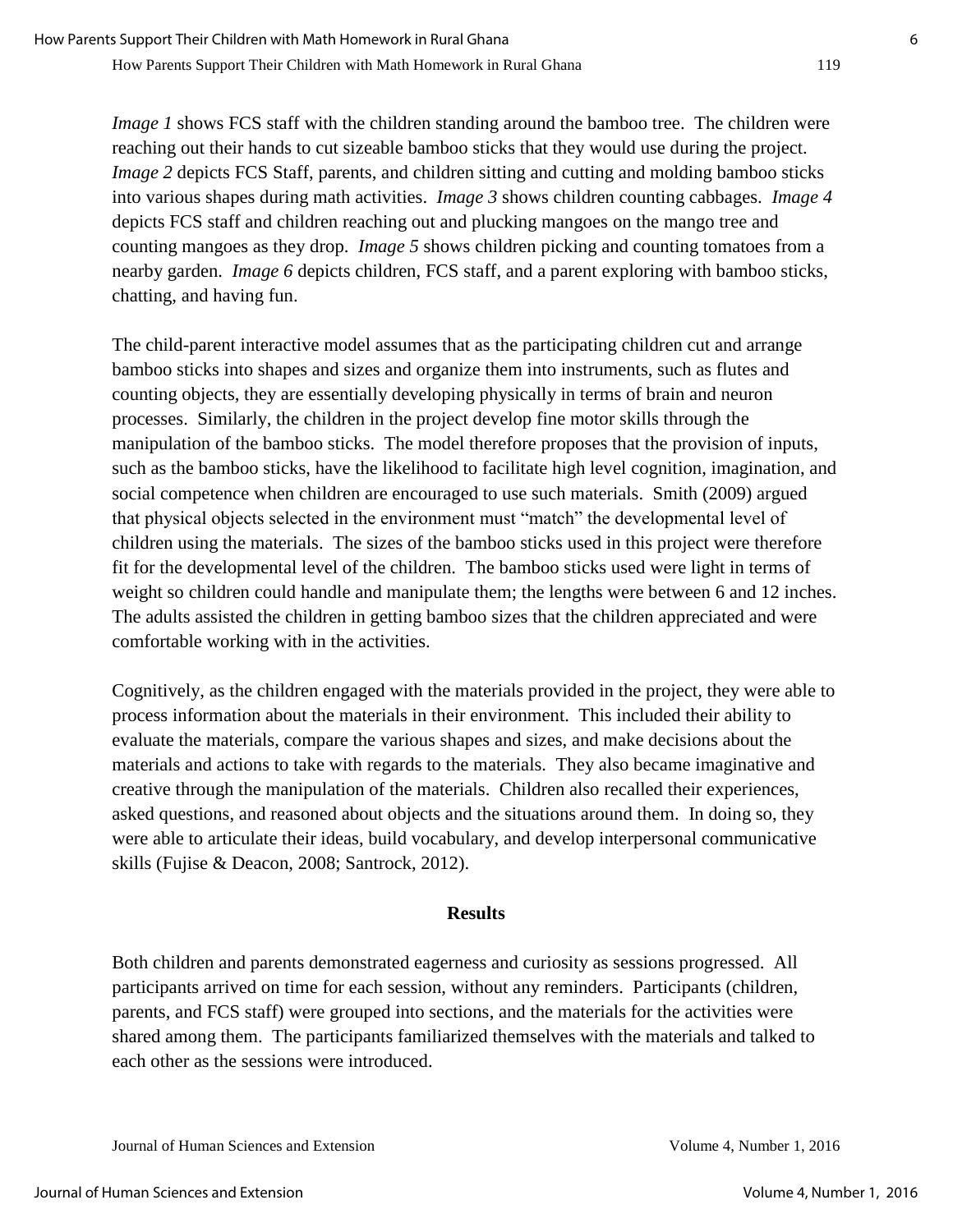*Image 1* shows FCS staff with the children standing around the bamboo tree. The children were reaching out their hands to cut sizeable bamboo sticks that they would use during the project. *Image 2* depicts FCS Staff, parents, and children sitting and cutting and molding bamboo sticks into various shapes during math activities. *Image 3* shows children counting cabbages. *Image 4* depicts FCS staff and children reaching out and plucking mangoes on the mango tree and counting mangoes as they drop. *Image 5* shows children picking and counting tomatoes from a nearby garden. *Image 6* depicts children, FCS staff, and a parent exploring with bamboo sticks, chatting, and having fun.

The child-parent interactive model assumes that as the participating children cut and arrange bamboo sticks into shapes and sizes and organize them into instruments, such as flutes and counting objects, they are essentially developing physically in terms of brain and neuron processes. Similarly, the children in the project develop fine motor skills through the manipulation of the bamboo sticks. The model therefore proposes that the provision of inputs, such as the bamboo sticks, have the likelihood to facilitate high level cognition, imagination, and social competence when children are encouraged to use such materials. Smith (2009) argued that physical objects selected in the environment must "match" the developmental level of children using the materials. The sizes of the bamboo sticks used in this project were therefore fit for the developmental level of the children. The bamboo sticks used were light in terms of weight so children could handle and manipulate them; the lengths were between 6 and 12 inches. The adults assisted the children in getting bamboo sizes that the children appreciated and were comfortable working with in the activities.

Cognitively, as the children engaged with the materials provided in the project, they were able to process information about the materials in their environment. This included their ability to evaluate the materials, compare the various shapes and sizes, and make decisions about the materials and actions to take with regards to the materials. They also became imaginative and creative through the manipulation of the materials. Children also recalled their experiences, asked questions, and reasoned about objects and the situations around them. In doing so, they were able to articulate their ideas, build vocabulary, and develop interpersonal communicative skills (Fujise & Deacon, 2008; Santrock, 2012).

## Results

Both children and parents demonstrated eagerness and curiosity as sessions progressed. All participants arrived on time for each session, without any reminders. Participants (children, parents, and FCS staff) were grouped into sections, and the materials for the activities were shared among them. The participants familiarized themselves with the materials and talked to each other as the sessions were introduced.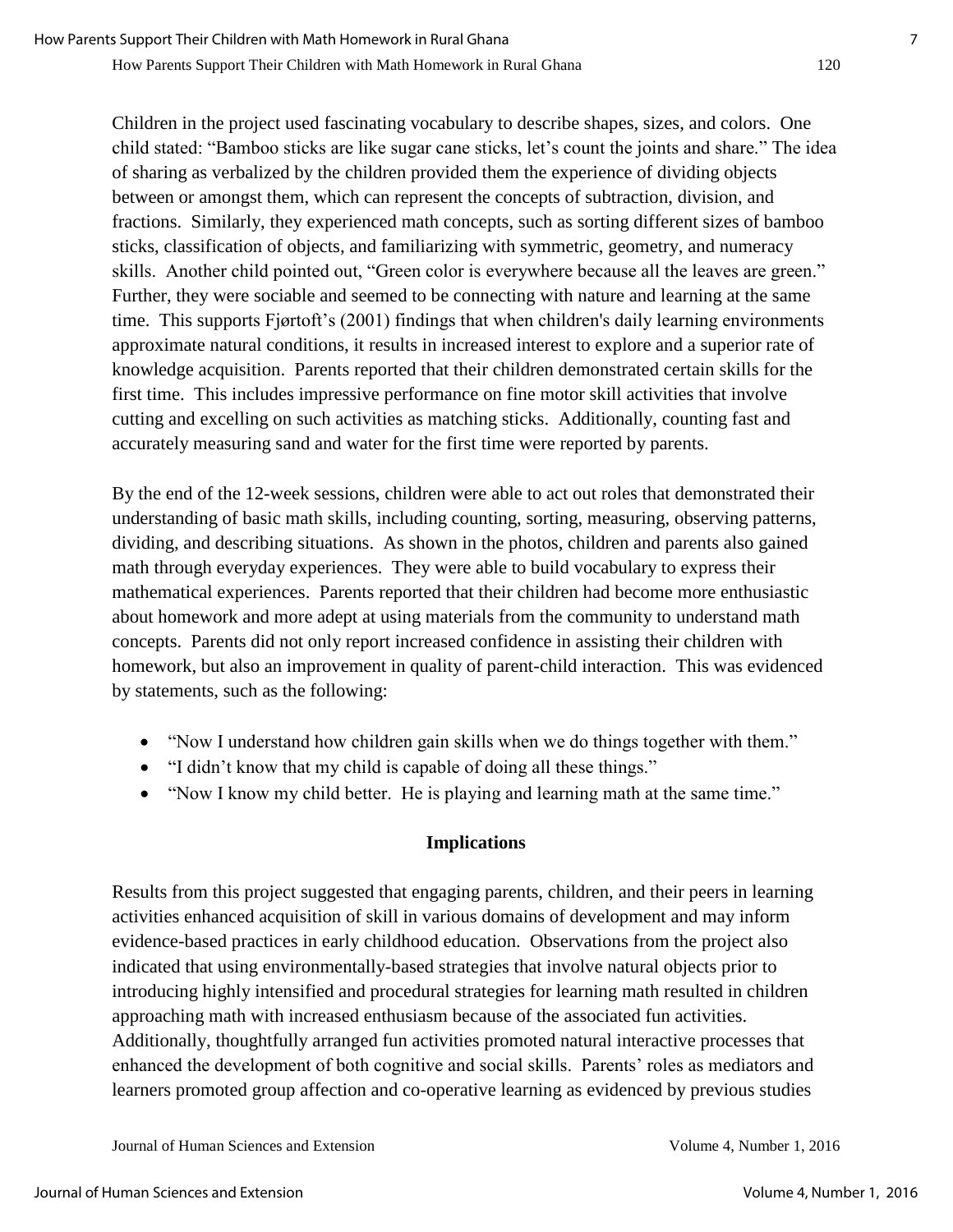Children in the project used fascinating vocabulary to describe shapes, sizes, and colors. One child stated: "Bamboo sticks are like sugar cane sticks, let's count the joints and share." The idea of sharing as verbalized by the children provided them the experience of dividing objects between or amongst them, which can represent the concepts of subtraction, division, and fractions. Similarly, they experienced math concepts, such as sorting different sizes of bamboo sticks, classification of objects, and familiarizing with symmetric, geometry, and numeracy skills. Another child pointed out, "Green color is everywhere because all the leaves are green." Further, they were sociable and seemed to be connecting with nature and learning at the same time. This supports Fjørtoft's (2001) findings that when children's daily learning environments approximate natural conditions, it results in increased interest to explore and a superior rate of knowledge acquisition. Parents reported that their children demonstrated certain skills for the first time. This includes impressive performance on fine motor skill activities that involve cutting and excelling on such activities as matching sticks. Additionally, counting fast and accurately measuring sand and water for the first time were reported by parents.

By the end of the 12-week sessions, children were able to act out roles that demonstrated their understanding of basic math skills, including counting, sorting, measuring, observing patterns, dividing, and describing situations. As shown in the photos, children and parents also gained math through everyday experiences. They were able to build vocabulary to express their mathematical experiences. Parents reported that their children had become more enthusiastic about homework and more adept at using materials from the community to understand math concepts. Parents did not only report increased confidence in assisting their children with homework, but also an improvement in quality of parent-child interaction. This was evidenced by statements, such as the following:

- "Now I understand how children gain skills when we do things together with them."
- "I didn't know that my child is capable of doing all these things."
- "Now I know my child better. He is playing and learning math at the same time."

## Implications

Results from this project suggested that engaging parents, children, and their peers in learning activities enhanced acquisition of skill in various domains of development and may inform evidence-based practices in early childhood education. Observations from the project also indicated that using environmentally-based strategies that involve natural objects prior to introducing highly intensified and procedural strategies for learning math resulted in children approaching math with increased enthusiasm because of the associated fun activities. Additionally, thoughtfully arranged fun activities promoted natural interactive processes that enhanced the development of both cognitive and social skills. Parents' roles as mediators and learners promoted group affection and co-operative learning as evidenced by previous studies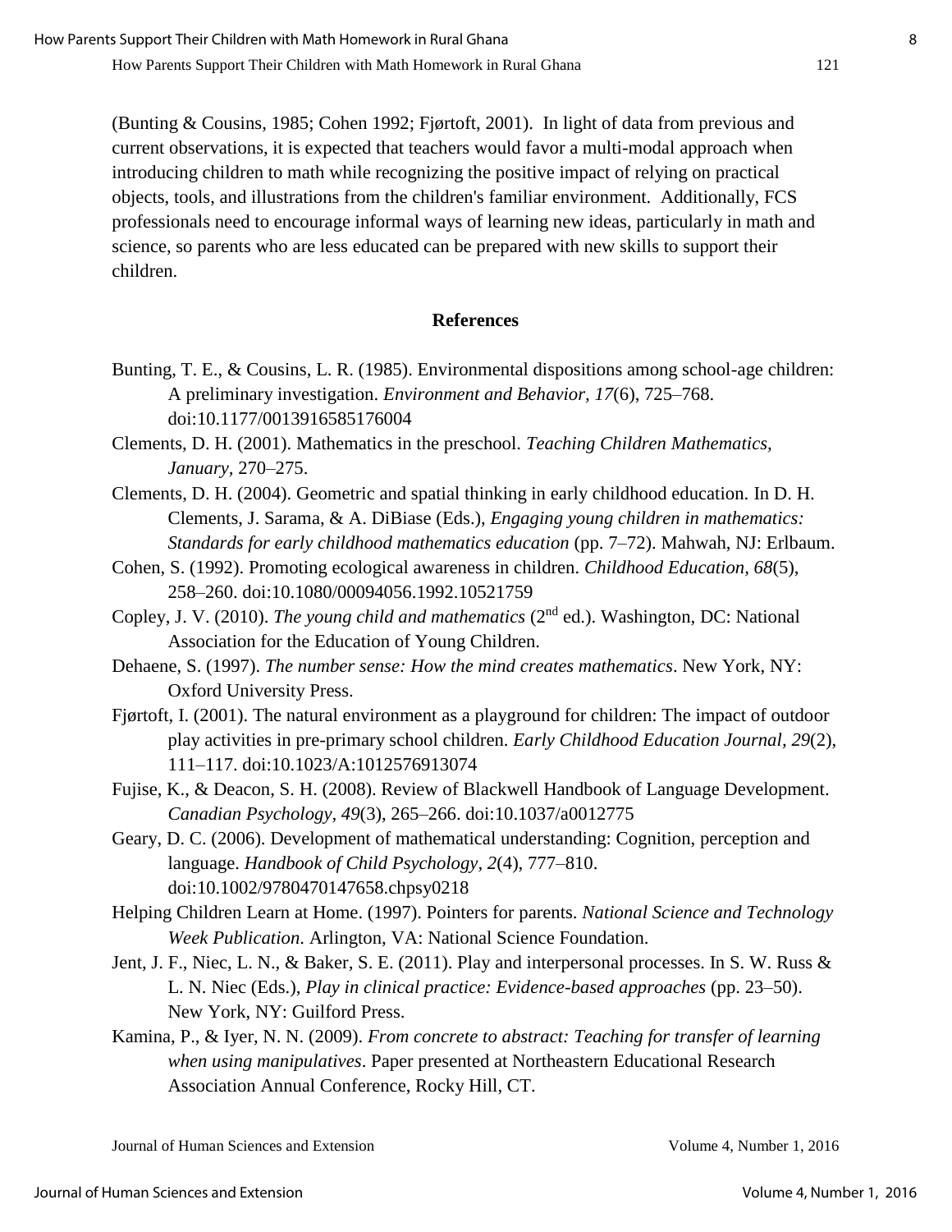(Bunting & Cousins, 1985; Cohen 1992; Fjørtoft, 2001). In light of data from previous and current observations, it is expected that teachers would favor a multi-modal approach when introducing children to math while recognizing the positive impact of relying on practical objects, tools, and illustrations from the children's familiar environment. Additionally, FCS professionals need to encourage informal ways of learning new ideas, particularly in math and science, so parents who are less educated can be prepared with new skills to support their children.

## References

Bunting, T. E., & Cousins, L. R. (1985). Environmental dispositions among school-age children: A preliminary investigation. *Environment and Behavior, 17*(6), 725–768. doi:10.1177/0013916585176004

Clements, D. H. (2001). Mathematics in the preschool. *Teaching Children Mathematics, January*, 270–275.

Clements, D. H. (2004). Geometric and spatial thinking in early childhood education. In D. H. Clements, J. Sarama, & A. DiBiase (Eds.), *Engaging young children in mathematics: Standards for early childhood mathematics education* (pp. 7–72). Mahwah, NJ: Erlbaum.

Cohen, S. (1992). Promoting ecological awareness in children. *Childhood Education, 68*(5), 258–260. doi:10.1080/00094056.1992.10521759

Copley, J. V. (2010). *The young child and mathematics* (2nd ed.). Washington, DC: National Association for the Education of Young Children.

Dehaene, S. (1997). *The number sense: How the mind creates mathematics*. New York, NY: Oxford University Press.

Fjørtoft, I. (2001). The natural environment as a playground for children: The impact of outdoor play activities in pre-primary school children. *Early Childhood Education Journal, 29*(2), 111–117. doi:10.1023/A:1012576913074

Fujise, K., & Deacon, S. H. (2008). Review of Blackwell Handbook of Language Development. *Canadian Psychology, 49*(3), 265–266. doi:10.1037/a0012775

Geary, D. C. (2006). Development of mathematical understanding: Cognition, perception and language. *Handbook of Child Psychology, 2*(4), 777–810. doi:10.1002/9780470147658.chpsy0218

Helping Children Learn at Home. (1997). Pointers for parents. *National Science and Technology Week Publication*. Arlington, VA: National Science Foundation.

Jent, J. F., Niec, L. N., & Baker, S. E. (2011). Play and interpersonal processes. In S. W. Russ & L. N. Niec (Eds.), *Play in clinical practice: Evidence-based approaches* (pp. 23–50). New York, NY: Guilford Press.

Kamina, P., & Iyer, N. N. (2009). *From concrete to abstract: Teaching for transfer of learning when using manipulatives*. Paper presented at Northeastern Educational Research Association Annual Conference, Rocky Hill, CT.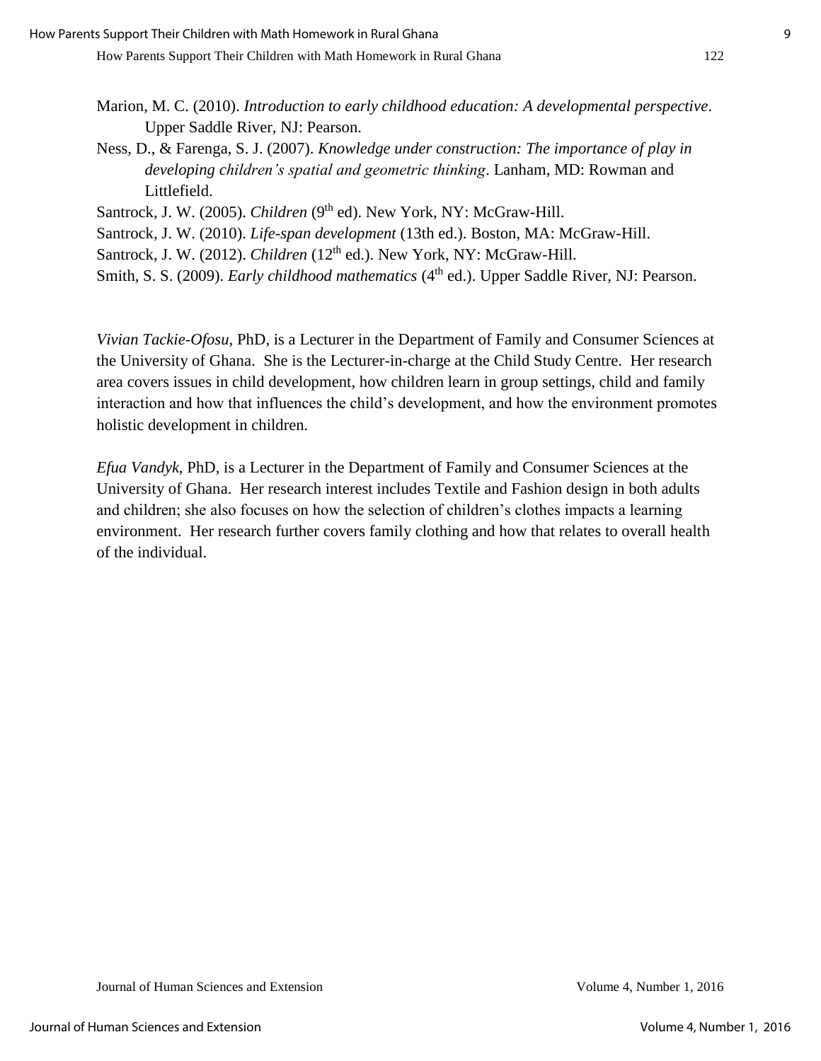Marion, M. C. (2010). *Introduction to early childhood education: A developmental perspective*. Upper Saddle River, NJ: Pearson.

Ness, D., & Farenga, S. J. (2007). *Knowledge under construction: The importance of play in developing children's spatial and geometric thinking*. Lanham, MD: Rowman and Littlefield.

Santrock, J. W. (2005). *Children* (9th ed). New York, NY: McGraw-Hill.

Santrock, J. W. (2010). *Life-span development* (13th ed.). Boston, MA: McGraw-Hill.

Santrock, J. W. (2012). *Children* (12th ed.). New York, NY: McGraw-Hill.

Smith, S. S. (2009). *Early childhood mathematics* (4th ed.). Upper Saddle River, NJ: Pearson.

*Vivian Tackie-Ofosu*, PhD, is a Lecturer in the Department of Family and Consumer Sciences at the University of Ghana. She is the Lecturer-in-charge at the Child Study Centre. Her research area covers issues in child development, how children learn in group settings, child and family interaction and how that influences the child's development, and how the environment promotes holistic development in children.

*Efua Vandyk*, PhD, is a Lecturer in the Department of Family and Consumer Sciences at the University of Ghana. Her research interest includes Textile and Fashion design in both adults and children; she also focuses on how the selection of children's clothes impacts a learning environment. Her research further covers family clothing and how that relates to overall health of the individual.